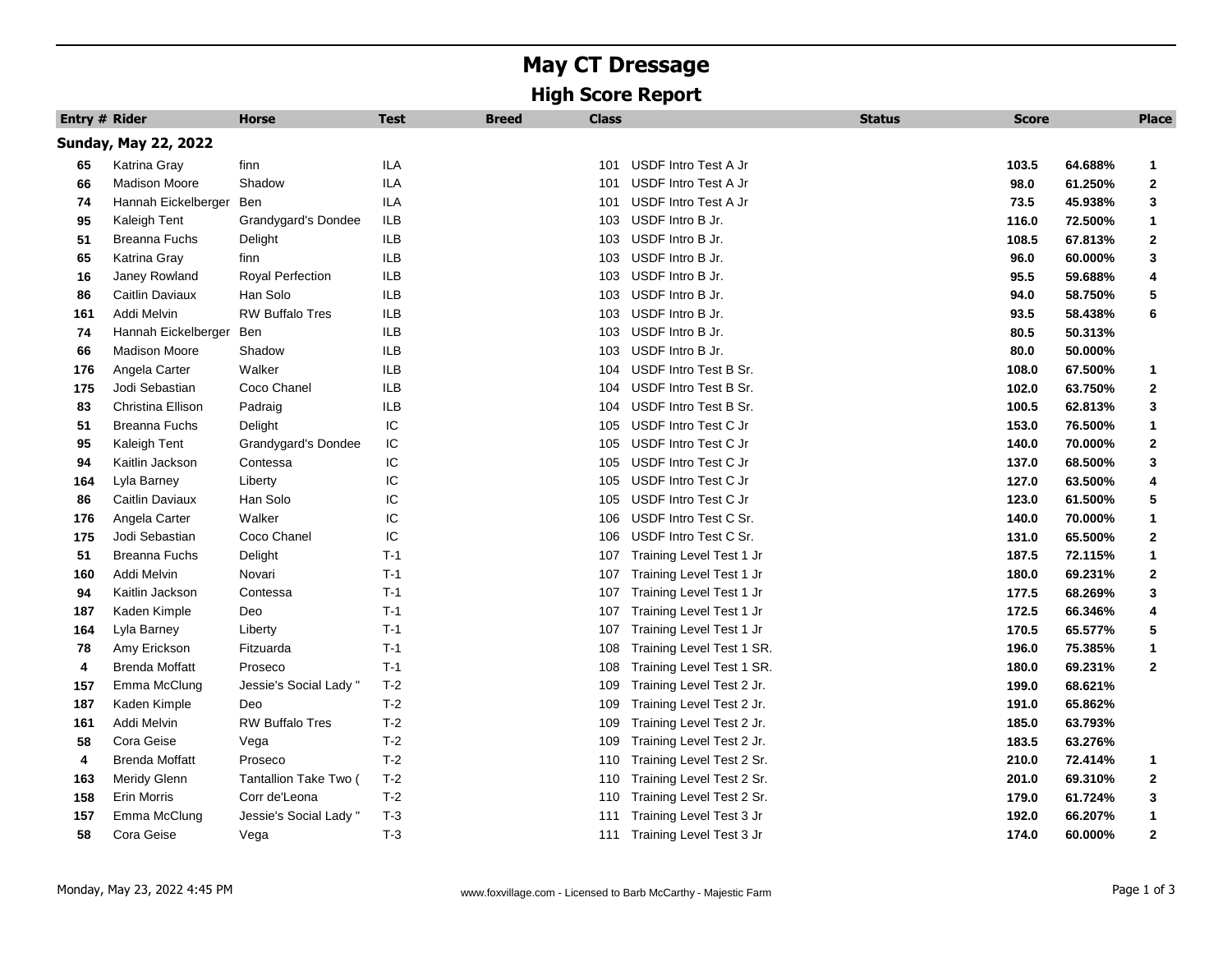# May CT Dressage

## High Score Report

| Entry # | Rider | Horse | Test | Breed | Class | | Status | Score | | Place |
|---|---|---|---|---|---|---|---|---|---|---|
| **Sunday, May 22, 2022** | | | | | | | | | | |
| 65 | Katrina Gray | finn | ILA | | 101 | USDF Intro Test A Jr | | 103.5 | 64.688% | 1 |
| 66 | Madison Moore | Shadow | ILA | | 101 | USDF Intro Test A Jr | | 98.0 | 61.250% | 2 |
| 74 | Hannah Eickelberger | Ben | ILA | | 101 | USDF Intro Test A Jr | | 73.5 | 45.938% | 3 |
| 95 | Kaleigh Tent | Grandygard's Dondee | ILB | | 103 | USDF Intro B Jr. | | 116.0 | 72.500% | 1 |
| 51 | Breanna Fuchs | Delight | ILB | | 103 | USDF Intro B Jr. | | 108.5 | 67.813% | 2 |
| 65 | Katrina Gray | finn | ILB | | 103 | USDF Intro B Jr. | | 96.0 | 60.000% | 3 |
| 16 | Janey Rowland | Royal Perfection | ILB | | 103 | USDF Intro B Jr. | | 95.5 | 59.688% | 4 |
| 86 | Caitlin Daviaux | Han Solo | ILB | | 103 | USDF Intro B Jr. | | 94.0 | 58.750% | 5 |
| 161 | Addi Melvin | RW Buffalo Tres | ILB | | 103 | USDF Intro B Jr. | | 93.5 | 58.438% | 6 |
| 74 | Hannah Eickelberger | Ben | ILB | | 103 | USDF Intro B Jr. | | 80.5 | 50.313% | |
| 66 | Madison Moore | Shadow | ILB | | 103 | USDF Intro B Jr. | | 80.0 | 50.000% | |
| 176 | Angela Carter | Walker | ILB | | 104 | USDF Intro Test B Sr. | | 108.0 | 67.500% | 1 |
| 175 | Jodi Sebastian | Coco Chanel | ILB | | 104 | USDF Intro Test B Sr. | | 102.0 | 63.750% | 2 |
| 83 | Christina Ellison | Padraig | ILB | | 104 | USDF Intro Test B Sr. | | 100.5 | 62.813% | 3 |
| 51 | Breanna Fuchs | Delight | IC | | 105 | USDF Intro Test C Jr | | 153.0 | 76.500% | 1 |
| 95 | Kaleigh Tent | Grandygard's Dondee | IC | | 105 | USDF Intro Test C Jr | | 140.0 | 70.000% | 2 |
| 94 | Kaitlin Jackson | Contessa | IC | | 105 | USDF Intro Test C Jr | | 137.0 | 68.500% | 3 |
| 164 | Lyla Barney | Liberty | IC | | 105 | USDF Intro Test C Jr | | 127.0 | 63.500% | 4 |
| 86 | Caitlin Daviaux | Han Solo | IC | | 105 | USDF Intro Test C Jr | | 123.0 | 61.500% | 5 |
| 176 | Angela Carter | Walker | IC | | 106 | USDF Intro Test C Sr. | | 140.0 | 70.000% | 1 |
| 175 | Jodi Sebastian | Coco Chanel | IC | | 106 | USDF Intro Test C Sr. | | 131.0 | 65.500% | 2 |
| 51 | Breanna Fuchs | Delight | T-1 | | 107 | Training Level Test 1 Jr | | 187.5 | 72.115% | 1 |
| 160 | Addi Melvin | Novari | T-1 | | 107 | Training Level Test 1 Jr | | 180.0 | 69.231% | 2 |
| 94 | Kaitlin Jackson | Contessa | T-1 | | 107 | Training Level Test 1 Jr | | 177.5 | 68.269% | 3 |
| 187 | Kaden Kimple | Deo | T-1 | | 107 | Training Level Test 1 Jr | | 172.5 | 66.346% | 4 |
| 164 | Lyla Barney | Liberty | T-1 | | 107 | Training Level Test 1 Jr | | 170.5 | 65.577% | 5 |
| 78 | Amy Erickson | Fitzuarda | T-1 | | 108 | Training Level Test 1 SR. | | 196.0 | 75.385% | 1 |
| 4 | Brenda Moffatt | Proseco | T-1 | | 108 | Training Level Test 1 SR. | | 180.0 | 69.231% | 2 |
| 157 | Emma McClung | Jessie's Social Lady " | T-2 | | 109 | Training Level Test 2 Jr. | | 199.0 | 68.621% | |
| 187 | Kaden Kimple | Deo | T-2 | | 109 | Training Level Test 2 Jr. | | 191.0 | 65.862% | |
| 161 | Addi Melvin | RW Buffalo Tres | T-2 | | 109 | Training Level Test 2 Jr. | | 185.0 | 63.793% | |
| 58 | Cora Geise | Vega | T-2 | | 109 | Training Level Test 2 Jr. | | 183.5 | 63.276% | |
| 4 | Brenda Moffatt | Proseco | T-2 | | 110 | Training Level Test 2 Sr. | | 210.0 | 72.414% | 1 |
| 163 | Meridy Glenn | Tantallion Take Two ( | T-2 | | 110 | Training Level Test 2 Sr. | | 201.0 | 69.310% | 2 |
| 158 | Erin Morris | Corr de'Leona | T-2 | | 110 | Training Level Test 2 Sr. | | 179.0 | 61.724% | 3 |
| 157 | Emma McClung | Jessie's Social Lady " | T-3 | | 111 | Training Level Test 3 Jr | | 192.0 | 66.207% | 1 |
| 58 | Cora Geise | Vega | T-3 | | 111 | Training Level Test 3 Jr | | 174.0 | 60.000% | 2 |

Monday, May 23, 2022 4:45 PM — www.foxvillage.com - Licensed to Barb McCarthy - Majestic Farm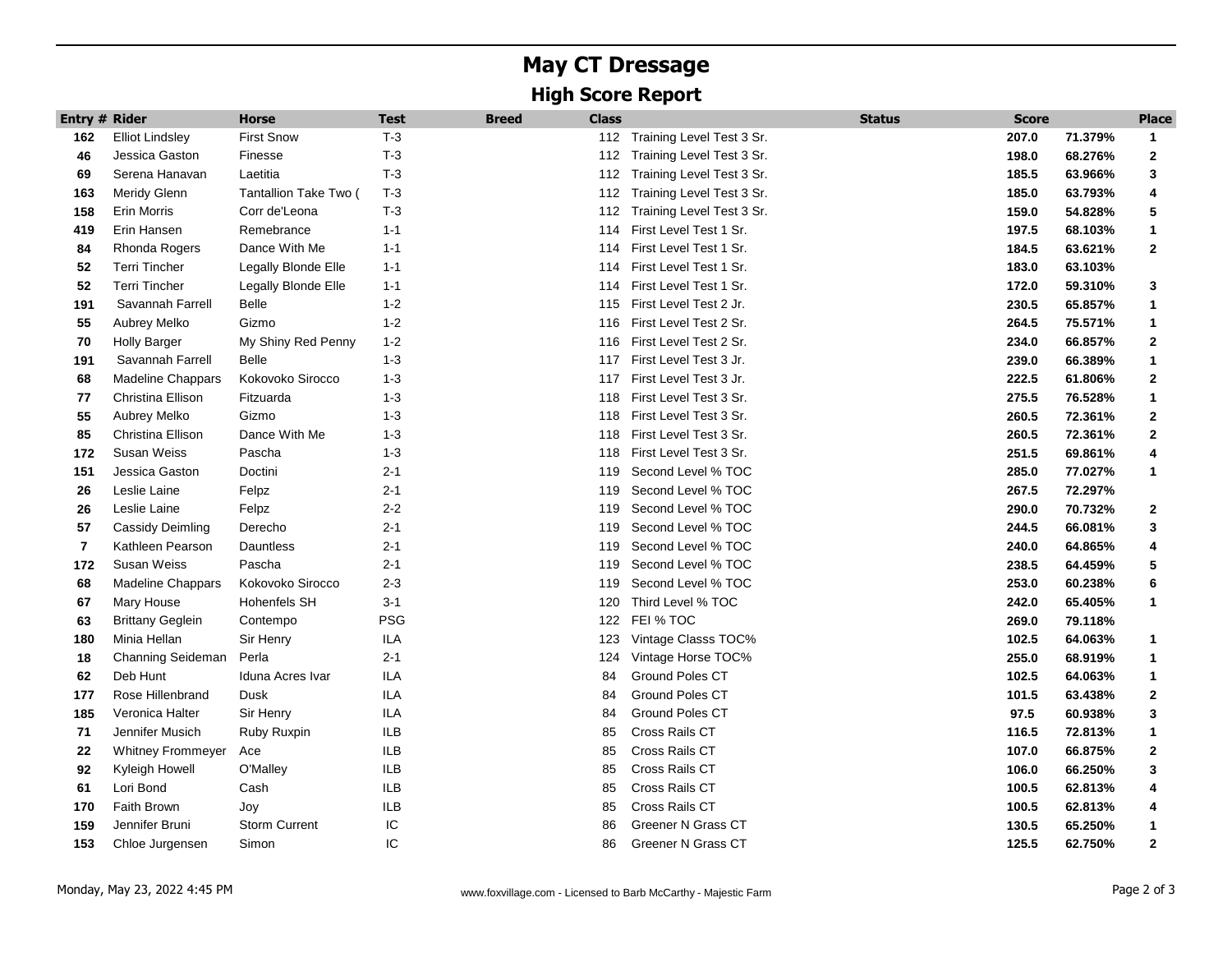# May CT Dressage

## High Score Report

| Entry # | Rider | Horse | Test | Breed | Class | | Status | Score | | Place |
|---|---|---|---|---|---|---|---|---|---|---|
| 162 | Elliot Lindsley | First Snow | T-3 | | 112 | Training Level Test 3 Sr. | | 207.0 | 71.379% | 1 |
| 46 | Jessica Gaston | Finesse | T-3 | | 112 | Training Level Test 3 Sr. | | 198.0 | 68.276% | 2 |
| 69 | Serena Hanavan | Laetitia | T-3 | | 112 | Training Level Test 3 Sr. | | 185.5 | 63.966% | 3 |
| 163 | Meridy Glenn | Tantallion Take Two ( | T-3 | | 112 | Training Level Test 3 Sr. | | 185.0 | 63.793% | 4 |
| 158 | Erin Morris | Corr de'Leona | T-3 | | 112 | Training Level Test 3 Sr. | | 159.0 | 54.828% | 5 |
| 419 | Erin Hansen | Remebrance | 1-1 | | 114 | First Level Test 1 Sr. | | 197.5 | 68.103% | 1 |
| 84 | Rhonda Rogers | Dance With Me | 1-1 | | 114 | First Level Test 1 Sr. | | 184.5 | 63.621% | 2 |
| 52 | Terri Tincher | Legally Blonde Elle | 1-1 | | 114 | First Level Test 1 Sr. | | 183.0 | 63.103% | |
| 52 | Terri Tincher | Legally Blonde Elle | 1-1 | | 114 | First Level Test 1 Sr. | | 172.0 | 59.310% | 3 |
| 191 | Savannah Farrell | Belle | 1-2 | | 115 | First Level Test 2 Jr. | | 230.5 | 65.857% | 1 |
| 55 | Aubrey Melko | Gizmo | 1-2 | | 116 | First Level Test 2 Sr. | | 264.5 | 75.571% | 1 |
| 70 | Holly Barger | My Shiny Red Penny | 1-2 | | 116 | First Level Test 2 Sr. | | 234.0 | 66.857% | 2 |
| 191 | Savannah Farrell | Belle | 1-3 | | 117 | First Level Test 3 Jr. | | 239.0 | 66.389% | 1 |
| 68 | Madeline Chappars | Kokovoko Sirocco | 1-3 | | 117 | First Level Test 3 Jr. | | 222.5 | 61.806% | 2 |
| 77 | Christina Ellison | Fitzuarda | 1-3 | | 118 | First Level Test 3 Sr. | | 275.5 | 76.528% | 1 |
| 55 | Aubrey Melko | Gizmo | 1-3 | | 118 | First Level Test 3 Sr. | | 260.5 | 72.361% | 2 |
| 85 | Christina Ellison | Dance With Me | 1-3 | | 118 | First Level Test 3 Sr. | | 260.5 | 72.361% | 2 |
| 172 | Susan Weiss | Pascha | 1-3 | | 118 | First Level Test 3 Sr. | | 251.5 | 69.861% | 4 |
| 151 | Jessica Gaston | Doctini | 2-1 | | 119 | Second Level % TOC | | 285.0 | 77.027% | 1 |
| 26 | Leslie Laine | Felpz | 2-1 | | 119 | Second Level % TOC | | 267.5 | 72.297% | |
| 26 | Leslie Laine | Felpz | 2-2 | | 119 | Second Level % TOC | | 290.0 | 70.732% | 2 |
| 57 | Cassidy Deimling | Derecho | 2-1 | | 119 | Second Level % TOC | | 244.5 | 66.081% | 3 |
| 7 | Kathleen Pearson | Dauntless | 2-1 | | 119 | Second Level % TOC | | 240.0 | 64.865% | 4 |
| 172 | Susan Weiss | Pascha | 2-1 | | 119 | Second Level % TOC | | 238.5 | 64.459% | 5 |
| 68 | Madeline Chappars | Kokovoko Sirocco | 2-3 | | 119 | Second Level % TOC | | 253.0 | 60.238% | 6 |
| 67 | Mary House | Hohenfels SH | 3-1 | | 120 | Third Level % TOC | | 242.0 | 65.405% | 1 |
| 63 | Brittany Geglein | Contempo | PSG | | 122 | FEI % TOC | | 269.0 | 79.118% | |
| 180 | Minia Hellan | Sir Henry | ILA | | 123 | Vintage Classs TOC% | | 102.5 | 64.063% | 1 |
| 18 | Channing Seideman | Perla | 2-1 | | 124 | Vintage Horse TOC% | | 255.0 | 68.919% | 1 |
| 62 | Deb Hunt | Iduna Acres Ivar | ILA | | 84 | Ground Poles CT | | 102.5 | 64.063% | 1 |
| 177 | Rose Hillenbrand | Dusk | ILA | | 84 | Ground Poles CT | | 101.5 | 63.438% | 2 |
| 185 | Veronica Halter | Sir Henry | ILA | | 84 | Ground Poles CT | | 97.5 | 60.938% | 3 |
| 71 | Jennifer Musich | Ruby Ruxpin | ILB | | 85 | Cross Rails CT | | 116.5 | 72.813% | 1 |
| 22 | Whitney Frommeyer | Ace | ILB | | 85 | Cross Rails CT | | 107.0 | 66.875% | 2 |
| 92 | Kyleigh Howell | O'Malley | ILB | | 85 | Cross Rails CT | | 106.0 | 66.250% | 3 |
| 61 | Lori Bond | Cash | ILB | | 85 | Cross Rails CT | | 100.5 | 62.813% | 4 |
| 170 | Faith Brown | Joy | ILB | | 85 | Cross Rails CT | | 100.5 | 62.813% | 4 |
| 159 | Jennifer Bruni | Storm Current | IC | | 86 | Greener N Grass CT | | 130.5 | 65.250% | 1 |
| 153 | Chloe Jurgensen | Simon | IC | | 86 | Greener N Grass CT | | 125.5 | 62.750% | 2 |

Monday, May 23, 2022 4:45 PM

www.foxvillage.com - Licensed to Barb McCarthy - Majestic Farm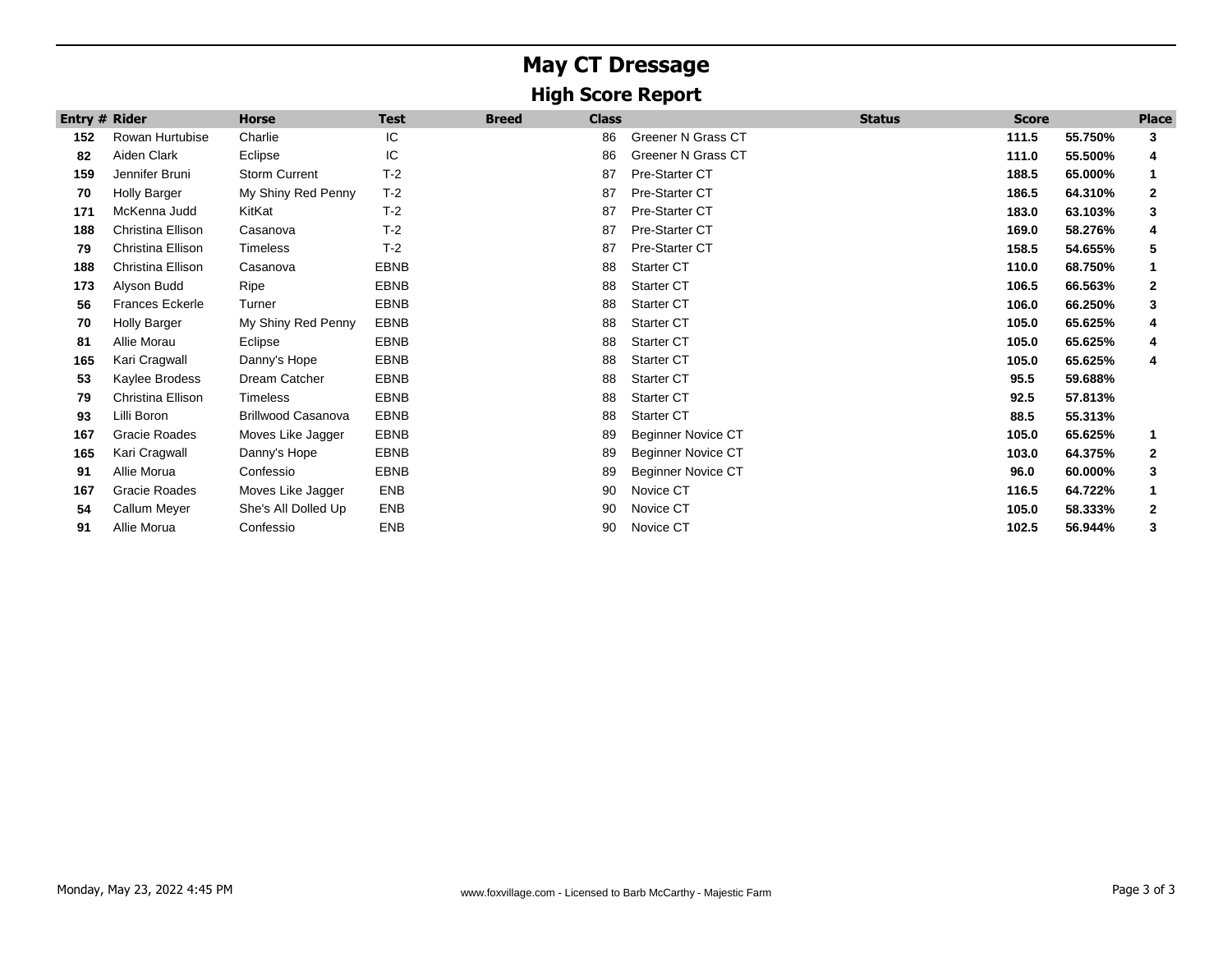# May CT Dressage

## High Score Report

| Entry # | Rider | Horse | Test | Breed | Class | | Status | Score | | Place |
|---|---|---|---|---|---|---|---|---|---|---|
| 152 | Rowan Hurtubise | Charlie | IC | | 86 | Greener N Grass CT | | 111.5 | 55.750% | 3 |
| 82 | Aiden Clark | Eclipse | IC | | 86 | Greener N Grass CT | | 111.0 | 55.500% | 4 |
| 159 | Jennifer Bruni | Storm Current | T-2 | | 87 | Pre-Starter CT | | 188.5 | 65.000% | 1 |
| 70 | Holly Barger | My Shiny Red Penny | T-2 | | 87 | Pre-Starter CT | | 186.5 | 64.310% | 2 |
| 171 | McKenna Judd | KitKat | T-2 | | 87 | Pre-Starter CT | | 183.0 | 63.103% | 3 |
| 188 | Christina Ellison | Casanova | T-2 | | 87 | Pre-Starter CT | | 169.0 | 58.276% | 4 |
| 79 | Christina Ellison | Timeless | T-2 | | 87 | Pre-Starter CT | | 158.5 | 54.655% | 5 |
| 188 | Christina Ellison | Casanova | EBNB | | 88 | Starter CT | | 110.0 | 68.750% | 1 |
| 173 | Alyson Budd | Ripe | EBNB | | 88 | Starter CT | | 106.5 | 66.563% | 2 |
| 56 | Frances Eckerle | Turner | EBNB | | 88 | Starter CT | | 106.0 | 66.250% | 3 |
| 70 | Holly Barger | My Shiny Red Penny | EBNB | | 88 | Starter CT | | 105.0 | 65.625% | 4 |
| 81 | Allie Morau | Eclipse | EBNB | | 88 | Starter CT | | 105.0 | 65.625% | 4 |
| 165 | Kari Cragwall | Danny's Hope | EBNB | | 88 | Starter CT | | 105.0 | 65.625% | 4 |
| 53 | Kaylee Brodess | Dream Catcher | EBNB | | 88 | Starter CT | | 95.5 | 59.688% | |
| 79 | Christina Ellison | Timeless | EBNB | | 88 | Starter CT | | 92.5 | 57.813% | |
| 93 | Lilli Boron | Brillwood Casanova | EBNB | | 88 | Starter CT | | 88.5 | 55.313% | |
| 167 | Gracie Roades | Moves Like Jagger | EBNB | | 89 | Beginner Novice CT | | 105.0 | 65.625% | 1 |
| 165 | Kari Cragwall | Danny's Hope | EBNB | | 89 | Beginner Novice CT | | 103.0 | 64.375% | 2 |
| 91 | Allie Morua | Confessio | EBNB | | 89 | Beginner Novice CT | | 96.0 | 60.000% | 3 |
| 167 | Gracie Roades | Moves Like Jagger | ENB | | 90 | Novice CT | | 116.5 | 64.722% | 1 |
| 54 | Callum Meyer | She's All Dolled Up | ENB | | 90 | Novice CT | | 105.0 | 58.333% | 2 |
| 91 | Allie Morua | Confessio | ENB | | 90 | Novice CT | | 102.5 | 56.944% | 3 |